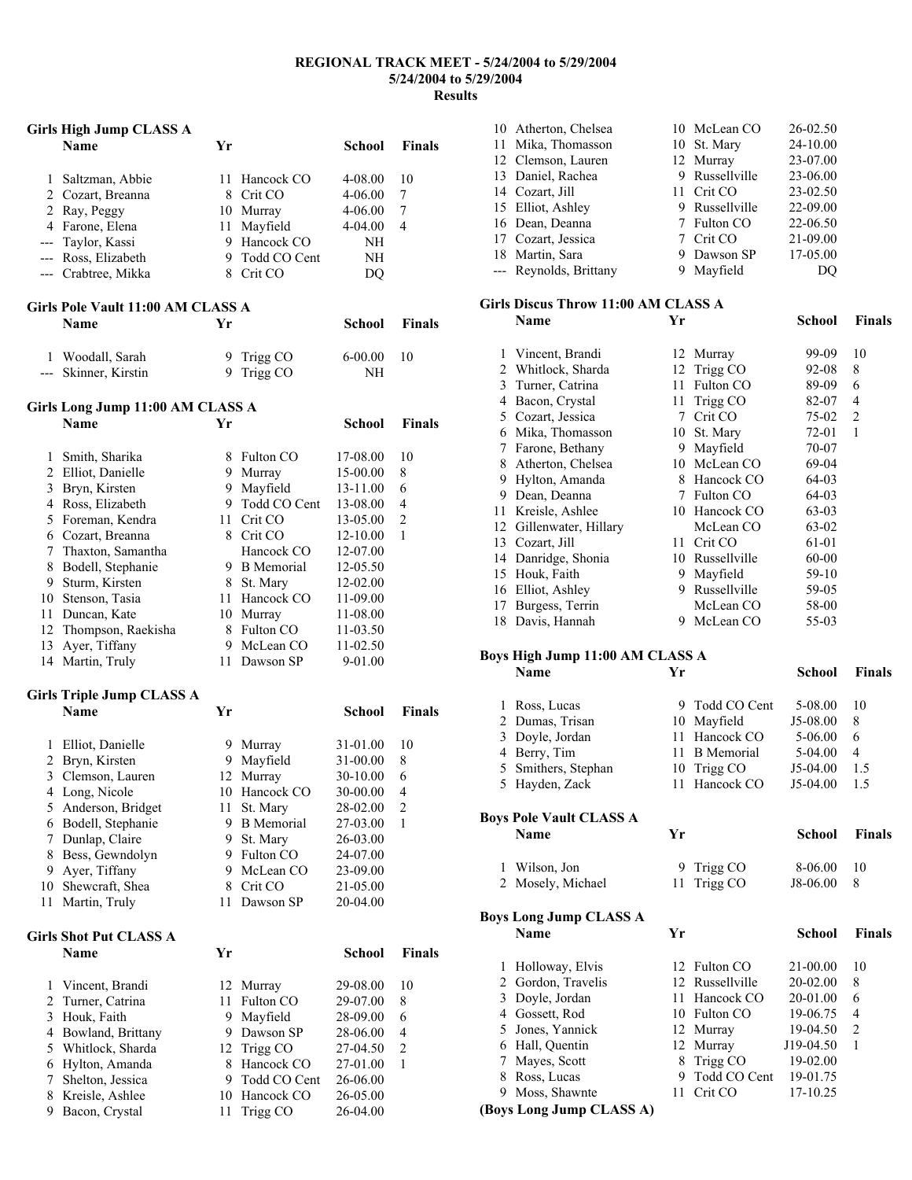# REGIONAL TRACK MEET - 5/24/2004 to 5/29/2004

**5/24/2004 to 5/29/2004**

**Results**

### Girls High Jump CLASS A

| | Name | Yr | School | Finals | Points |
|---|---|---|---|---|---|
| 1 | Saltzman, Abbie | 11 | Hancock CO | 4-08.00 | 10 |
| 2 | Cozart, Breanna | 8 | Crit CO | 4-06.00 | 7 |
| 2 | Ray, Peggy | 10 | Murray | 4-06.00 | 7 |
| 4 | Farone, Elena | 11 | Mayfield | 4-04.00 | 4 |
| --- | Taylor, Kassi | 9 | Hancock CO | NH | |
| --- | Ross, Elizabeth | 9 | Todd CO Cent | NH | |
| --- | Crabtree, Mikka | 8 | Crit CO | DQ | |

### Girls Pole Vault 11:00 AM CLASS A

| | Name | Yr | School | Finals | Points |
|---|---|---|---|---|---|
| 1 | Woodall, Sarah | 9 | Trigg CO | 6-00.00 | 10 |
| --- | Skinner, Kirstin | 9 | Trigg CO | NH | |

### Girls Long Jump 11:00 AM CLASS A

| | Name | Yr | School | Finals | Points |
|---|---|---|---|---|---|
| 1 | Smith, Sharika | 8 | Fulton CO | 17-08.00 | 10 |
| 2 | Elliot, Danielle | 9 | Murray | 15-00.00 | 8 |
| 3 | Bryn, Kirsten | 9 | Mayfield | 13-11.00 | 6 |
| 4 | Ross, Elizabeth | 9 | Todd CO Cent | 13-08.00 | 4 |
| 5 | Foreman, Kendra | 11 | Crit CO | 13-05.00 | 2 |
| 6 | Cozart, Breanna | 8 | Crit CO | 12-10.00 | 1 |
| 7 | Thaxton, Samantha | | Hancock CO | 12-07.00 | |
| 8 | Bodell, Stephanie | 9 | B Memorial | 12-05.50 | |
| 9 | Sturm, Kirsten | 8 | St. Mary | 12-02.00 | |
| 10 | Stenson, Tasia | 11 | Hancock CO | 11-09.00 | |
| 11 | Duncan, Kate | 10 | Murray | 11-08.00 | |
| 12 | Thompson, Raekisha | 8 | Fulton CO | 11-03.50 | |
| 13 | Ayer, Tiffany | 9 | McLean CO | 11-02.50 | |
| 14 | Martin, Truly | 11 | Dawson SP | 9-01.00 | |

### Girls Triple Jump CLASS A

| | Name | Yr | School | Finals | Points |
|---|---|---|---|---|---|
| 1 | Elliot, Danielle | 9 | Murray | 31-01.00 | 10 |
| 2 | Bryn, Kirsten | 9 | Mayfield | 31-00.00 | 8 |
| 3 | Clemson, Lauren | 12 | Murray | 30-10.00 | 6 |
| 4 | Long, Nicole | 10 | Hancock CO | 30-00.00 | 4 |
| 5 | Anderson, Bridget | 11 | St. Mary | 28-02.00 | 2 |
| 6 | Bodell, Stephanie | 9 | B Memorial | 27-03.00 | 1 |
| 7 | Dunlap, Claire | 9 | St. Mary | 26-03.00 | |
| 8 | Bess, Gewndolyn | 9 | Fulton CO | 24-07.00 | |
| 9 | Ayer, Tiffany | 9 | McLean CO | 23-09.00 | |
| 10 | Shewcraft, Shea | 8 | Crit CO | 21-05.00 | |
| 11 | Martin, Truly | 11 | Dawson SP | 20-04.00 | |

### Girls Shot Put CLASS A

| | Name | Yr | School | Finals | Points |
|---|---|---|---|---|---|
| 1 | Vincent, Brandi | 12 | Murray | 29-08.00 | 10 |
| 2 | Turner, Catrina | 11 | Fulton CO | 29-07.00 | 8 |
| 3 | Houk, Faith | 9 | Mayfield | 28-09.00 | 6 |
| 4 | Bowland, Brittany | 9 | Dawson SP | 28-06.00 | 4 |
| 5 | Whitlock, Sharda | 12 | Trigg CO | 27-04.50 | 2 |
| 6 | Hylton, Amanda | 8 | Hancock CO | 27-01.00 | 1 |
| 7 | Shelton, Jessica | 9 | Todd CO Cent | 26-06.00 | |
| 8 | Kreisle, Ashlee | 10 | Hancock CO | 26-05.00 | |
| 9 | Bacon, Crystal | 11 | Trigg CO | 26-04.00 | |
| 10 | Atherton, Chelsea | 10 | McLean CO | 26-02.50 | |
| 11 | Mika, Thomasson | 10 | St. Mary | 24-10.00 | |
| 12 | Clemson, Lauren | 12 | Murray | 23-07.00 | |
| 13 | Daniel, Rachea | 9 | Russellville | 23-06.00 | |
| 14 | Cozart, Jill | 11 | Crit CO | 23-02.50 | |
| 15 | Elliot, Ashley | 9 | Russellville | 22-09.00 | |
| 16 | Dean, Deanna | 7 | Fulton CO | 22-06.50 | |
| 17 | Cozart, Jessica | 7 | Crit CO | 21-09.00 | |
| 18 | Martin, Sara | 9 | Dawson SP | 17-05.00 | |
| --- | Reynolds, Brittany | 9 | Mayfield | DQ | |

### Girls Discus Throw 11:00 AM CLASS A

| | Name | Yr | School | Finals | Points |
|---|---|---|---|---|---|
| 1 | Vincent, Brandi | 12 | Murray | 99-09 | 10 |
| 2 | Whitlock, Sharda | 12 | Trigg CO | 92-08 | 8 |
| 3 | Turner, Catrina | 11 | Fulton CO | 89-09 | 6 |
| 4 | Bacon, Crystal | 11 | Trigg CO | 82-07 | 4 |
| 5 | Cozart, Jessica | 7 | Crit CO | 75-02 | 2 |
| 6 | Mika, Thomasson | 10 | St. Mary | 72-01 | 1 |
| 7 | Farone, Bethany | 9 | Mayfield | 70-07 | |
| 8 | Atherton, Chelsea | 10 | McLean CO | 69-04 | |
| 9 | Hylton, Amanda | 8 | Hancock CO | 64-03 | |
| 9 | Dean, Deanna | 7 | Fulton CO | 64-03 | |
| 11 | Kreisle, Ashlee | 10 | Hancock CO | 63-03 | |
| 12 | Gillenwater, Hillary | | McLean CO | 63-02 | |
| 13 | Cozart, Jill | 11 | Crit CO | 61-01 | |
| 14 | Danridge, Shonia | 10 | Russellville | 60-00 | |
| 15 | Houk, Faith | 9 | Mayfield | 59-10 | |
| 16 | Elliot, Ashley | 9 | Russellville | 59-05 | |
| 17 | Burgess, Terrin | | McLean CO | 58-00 | |
| 18 | Davis, Hannah | 9 | McLean CO | 55-03 | |

### Boys High Jump 11:00 AM CLASS A

| | Name | Yr | School | Finals | Points |
|---|---|---|---|---|---|
| 1 | Ross, Lucas | 9 | Todd CO Cent | 5-08.00 | 10 |
| 2 | Dumas, Trisan | 10 | Mayfield | J5-08.00 | 8 |
| 3 | Doyle, Jordan | 11 | Hancock CO | 5-06.00 | 6 |
| 4 | Berry, Tim | 11 | B Memorial | 5-04.00 | 4 |
| 5 | Smithers, Stephan | 10 | Trigg CO | J5-04.00 | 1.5 |
| 5 | Hayden, Zack | 11 | Hancock CO | J5-04.00 | 1.5 |

### Boys Pole Vault CLASS A

| | Name | Yr | School | Finals | Points |
|---|---|---|---|---|---|
| 1 | Wilson, Jon | 9 | Trigg CO | 8-06.00 | 10 |
| 2 | Mosely, Michael | 11 | Trigg CO | J8-06.00 | 8 |

### Boys Long Jump CLASS A

| | Name | Yr | School | Finals | Points |
|---|---|---|---|---|---|
| 1 | Holloway, Elvis | 12 | Fulton CO | 21-00.00 | 10 |
| 2 | Gordon, Travelis | 12 | Russellville | 20-02.00 | 8 |
| 3 | Doyle, Jordan | 11 | Hancock CO | 20-01.00 | 6 |
| 4 | Gossett, Rod | 10 | Fulton CO | 19-06.75 | 4 |
| 5 | Jones, Yannick | 12 | Murray | 19-04.50 | 2 |
| 6 | Hall, Quentin | 12 | Murray | J19-04.50 | 1 |
| 7 | Mayes, Scott | 8 | Trigg CO | 19-02.00 | |
| 8 | Ross, Lucas | 9 | Todd CO Cent | 19-01.75 | |
| 9 | Moss, Shawnte | 11 | Crit CO | 17-10.25 | |

**(Boys Long Jump CLASS A)**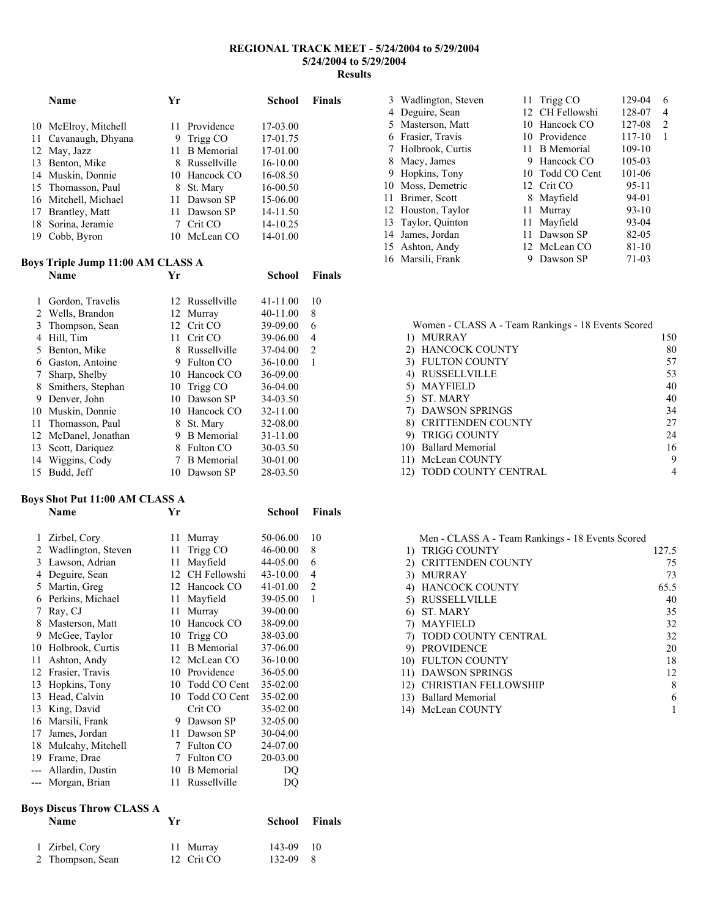## REGIONAL TRACK MEET - 5/24/2004 to 5/29/2004
### 5/24/2004 to 5/29/2004
### Results

| | Name | Yr | School | Finals | |
|---|---|---|---|---|---|
| 10 | McElroy, Mitchell | 11 | Providence | 17-03.00 | |
| 11 | Cavanaugh, Dhyana | 9 | Trigg CO | 17-01.75 | |
| 12 | May, Jazz | 11 | B Memorial | 17-01.00 | |
| 13 | Benton, Mike | 8 | Russellville | 16-10.00 | |
| 14 | Muskin, Donnie | 10 | Hancock CO | 16-08.50 | |
| 15 | Thomasson, Paul | 8 | St. Mary | 16-00.50 | |
| 16 | Mitchell, Michael | 11 | Dawson SP | 15-06.00 | |
| 17 | Brantley, Matt | 11 | Dawson SP | 14-11.50 | |
| 18 | Sorina, Jeramie | 7 | Crit CO | 14-10.25 | |
| 19 | Cobb, Byron | 10 | McLean CO | 14-01.00 | |

### Boys Triple Jump 11:00 AM CLASS A

| | Name | Yr | School | Finals | |
|---|---|---|---|---|---|
| 1 | Gordon, Travelis | 12 | Russellville | 41-11.00 | 10 |
| 2 | Wells, Brandon | 12 | Murray | 40-11.00 | 8 |
| 3 | Thompson, Sean | 12 | Crit CO | 39-09.00 | 6 |
| 4 | Hill, Tim | 11 | Crit CO | 39-06.00 | 4 |
| 5 | Benton, Mike | 8 | Russellville | 37-04.00 | 2 |
| 6 | Gaston, Antoine | 9 | Fulton CO | 36-10.00 | 1 |
| 7 | Sharp, Shelby | 10 | Hancock CO | 36-09.00 | |
| 8 | Smithers, Stephan | 10 | Trigg CO | 36-04.00 | |
| 9 | Denver, John | 10 | Dawson SP | 34-03.50 | |
| 10 | Muskin, Donnie | 10 | Hancock CO | 32-11.00 | |
| 11 | Thomasson, Paul | 8 | St. Mary | 32-08.00 | |
| 12 | McDanel, Jonathan | 9 | B Memorial | 31-11.00 | |
| 13 | Scott, Dariquez | 8 | Fulton CO | 30-03.50 | |
| 14 | Wiggins, Cody | 7 | B Memorial | 30-01.00 | |
| 15 | Budd, Jeff | 10 | Dawson SP | 28-03.50 | |

### Boys Shot Put 11:00 AM CLASS A

| | Name | Yr | School | Finals | |
|---|---|---|---|---|---|
| 1 | Zirbel, Cory | 11 | Murray | 50-06.00 | 10 |
| 2 | Wadlington, Steven | 11 | Trigg CO | 46-00.00 | 8 |
| 3 | Lawson, Adrian | 11 | Mayfield | 44-05.00 | 6 |
| 4 | Deguire, Sean | 12 | CH Fellowshi | 43-10.00 | 4 |
| 5 | Martin, Greg | 12 | Hancock CO | 41-01.00 | 2 |
| 6 | Perkins, Michael | 11 | Mayfield | 39-05.00 | 1 |
| 7 | Ray, CJ | 11 | Murray | 39-00.00 | |
| 8 | Masterson, Matt | 10 | Hancock CO | 38-09.00 | |
| 9 | McGee, Taylor | 10 | Trigg CO | 38-03.00 | |
| 10 | Holbrook, Curtis | 11 | B Memorial | 37-06.00 | |
| 11 | Ashton, Andy | 12 | McLean CO | 36-10.00 | |
| 12 | Frasier, Travis | 10 | Providence | 36-05.00 | |
| 13 | Hopkins, Tony | 10 | Todd CO Cent | 35-02.00 | |
| 13 | Head, Calvin | 10 | Todd CO Cent | 35-02.00 | |
| 13 | King, David | | Crit CO | 35-02.00 | |
| 16 | Marsili, Frank | 9 | Dawson SP | 32-05.00 | |
| 17 | James, Jordan | 11 | Dawson SP | 30-04.00 | |
| 18 | Mulcahy, Mitchell | 7 | Fulton CO | 24-07.00 | |
| 19 | Frame, Drae | 7 | Fulton CO | 20-03.00 | |
| --- | Allardin, Dustin | 10 | B Memorial | DQ | |
| --- | Morgan, Brian | 11 | Russellville | DQ | |

### Boys Discus Throw CLASS A

| | Name | Yr | School | Finals | |
|---|---|---|---|---|---|
| 1 | Zirbel, Cory | 11 | Murray | 143-09 | 10 |
| 2 | Thompson, Sean | 12 | Crit CO | 132-09 | 8 |
| 3 | Wadlington, Steven | 11 | Trigg CO | 129-04 | 6 |
| 4 | Deguire, Sean | 12 | CH Fellowshi | 128-07 | 4 |
| 5 | Masterson, Matt | 10 | Hancock CO | 127-08 | 2 |
| 6 | Frasier, Travis | 10 | Providence | 117-10 | 1 |
| 7 | Holbrook, Curtis | 11 | B Memorial | 109-10 | |
| 8 | Macy, James | 9 | Hancock CO | 105-03 | |
| 9 | Hopkins, Tony | 10 | Todd CO Cent | 101-06 | |
| 10 | Moss, Demetric | 12 | Crit CO | 95-11 | |
| 11 | Brimer, Scott | 8 | Mayfield | 94-01 | |
| 12 | Houston, Taylor | 11 | Murray | 93-10 | |
| 13 | Taylor, Quinton | 11 | Mayfield | 93-04 | |
| 14 | James, Jordan | 11 | Dawson SP | 82-05 | |
| 15 | Ashton, Andy | 12 | McLean CO | 81-10 | |
| 16 | Marsili, Frank | 9 | Dawson SP | 71-03 | |

Women - CLASS A - Team Rankings - 18 Events Scored

| | | |
|---|---|---|
| 1) | MURRAY | 150 |
| 2) | HANCOCK COUNTY | 80 |
| 3) | FULTON COUNTY | 57 |
| 4) | RUSSELLVILLE | 53 |
| 5) | MAYFIELD | 40 |
| 5) | ST. MARY | 40 |
| 7) | DAWSON SPRINGS | 34 |
| 8) | CRITTENDEN COUNTY | 27 |
| 9) | TRIGG COUNTY | 24 |
| 10) | Ballard Memorial | 16 |
| 11) | McLean COUNTY | 9 |
| 12) | TODD COUNTY CENTRAL | 4 |

Men - CLASS A - Team Rankings - 18 Events Scored

| | | |
|---|---|---|
| 1) | TRIGG COUNTY | 127.5 |
| 2) | CRITTENDEN COUNTY | 75 |
| 3) | MURRAY | 73 |
| 4) | HANCOCK COUNTY | 65.5 |
| 5) | RUSSELLVILLE | 40 |
| 6) | ST. MARY | 35 |
| 7) | MAYFIELD | 32 |
| 7) | TODD COUNTY CENTRAL | 32 |
| 9) | PROVIDENCE | 20 |
| 10) | FULTON COUNTY | 18 |
| 11) | DAWSON SPRINGS | 12 |
| 12) | CHRISTIAN FELLOWSHIP | 8 |
| 13) | Ballard Memorial | 6 |
| 14) | McLean COUNTY | 1 |